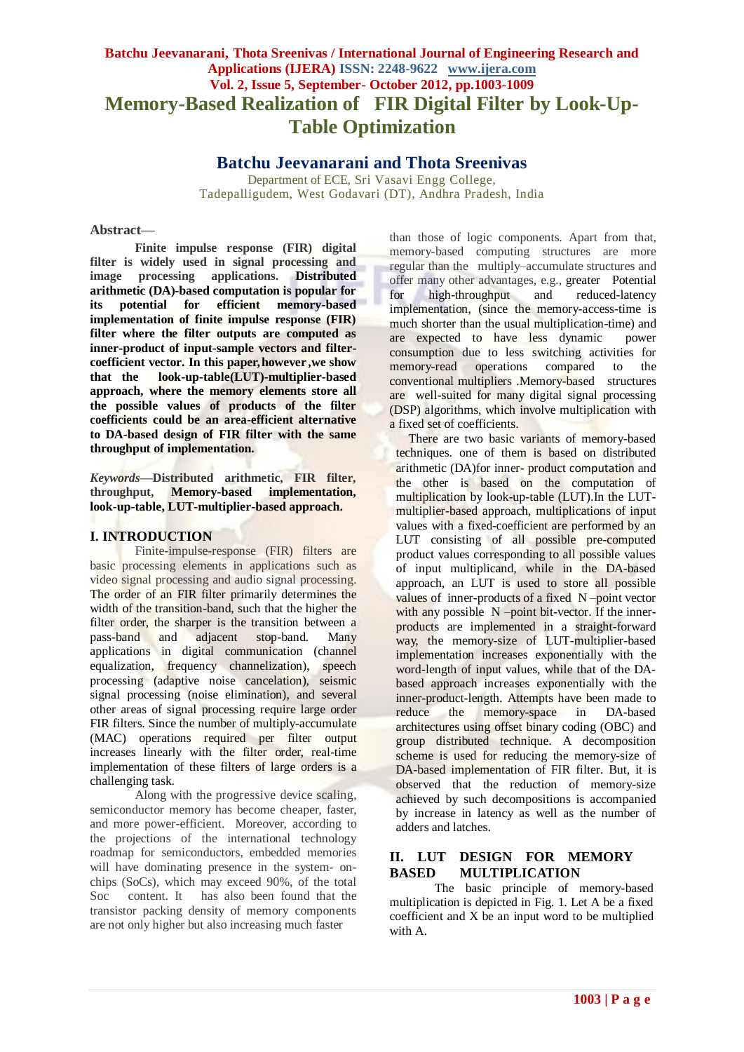# Memory-Based Realization of FIR Digital Filter by Look-Up-Table Optimization

## Batchu Jeevanarani and Thota Sreenivas

Department of ECE, Sri Vasavi Engg College,
Tadepalligudem, West Godavari (DT), Andhra Pradesh, India

**Abstract—**

**Finite impulse response (FIR) digital filter is widely used in signal processing and image processing applications. Distributed arithmetic (DA)-based computation is popular for its potential for efficient memory-based implementation of finite impulse response (FIR) filter where the filter outputs are computed as inner-product of input-sample vectors and filter-coefficient vector. In this paper, however, we show that the look-up-table(LUT)-multiplier-based approach, where the memory elements store all the possible values of products of the filter coefficients could be an area-efficient alternative to DA-based design of FIR filter with the same throughput of implementation.**

***Keywords*—Distributed arithmetic, FIR filter, throughput, Memory-based implementation, look-up-table, LUT-multiplier-based approach.**

## I. INTRODUCTION

Finite-impulse-response (FIR) filters are basic processing elements in applications such as video signal processing and audio signal processing. The order of an FIR filter primarily determines the width of the transition-band, such that the higher the filter order, the sharper is the transition between a pass-band and adjacent stop-band. Many applications in digital communication (channel equalization, frequency channelization), speech processing (adaptive noise cancelation), seismic signal processing (noise elimination), and several other areas of signal processing require large order FIR filters. Since the number of multiply-accumulate (MAC) operations required per filter output increases linearly with the filter order, real-time implementation of these filters of large orders is a challenging task.

Along with the progressive device scaling, semiconductor memory has become cheaper, faster, and more power-efficient. Moreover, according to the projections of the international technology roadmap for semiconductors, embedded memories will have dominating presence in the system- on-chips (SoCs), which may exceed 90%, of the total Soc content. It has also been found that the transistor packing density of memory components are not only higher but also increasing much faster than those of logic components. Apart from that, memory-based computing structures are more regular than the multiply–accumulate structures and offer many other advantages, e.g., greater Potential for high-throughput and reduced-latency implementation, (since the memory-access-time is much shorter than the usual multiplication-time) and are expected to have less dynamic power consumption due to less switching activities for memory-read operations compared to the conventional multipliers .Memory-based structures are well-suited for many digital signal processing (DSP) algorithms, which involve multiplication with a fixed set of coefficients.

There are two basic variants of memory-based techniques. one of them is based on distributed arithmetic (DA)for inner- product computation and the other is based on the computation of multiplication by look-up-table (LUT).In the LUT-multiplier-based approach, multiplications of input values with a fixed-coefficient are performed by an LUT consisting of all possible pre-computed product values corresponding to all possible values of input multiplicand, while in the DA-based approach, an LUT is used to store all possible values of inner-products of a fixed N –point vector with any possible N –point bit-vector. If the inner-products are implemented in a straight-forward way, the memory-size of LUT-multiplier-based implementation increases exponentially with the word-length of input values, while that of the DA-based approach increases exponentially with the inner-product-length. Attempts have been made to reduce the memory-space in DA-based architectures using offset binary coding (OBC) and group distributed technique. A decomposition scheme is used for reducing the memory-size of DA-based implementation of FIR filter. But, it is observed that the reduction of memory-size achieved by such decompositions is accompanied by increase in latency as well as the number of adders and latches.

## II. LUT DESIGN FOR MEMORY BASED MULTIPLICATION

The basic principle of memory-based multiplication is depicted in Fig. 1. Let A be a fixed coefficient and X be an input word to be multiplied with A.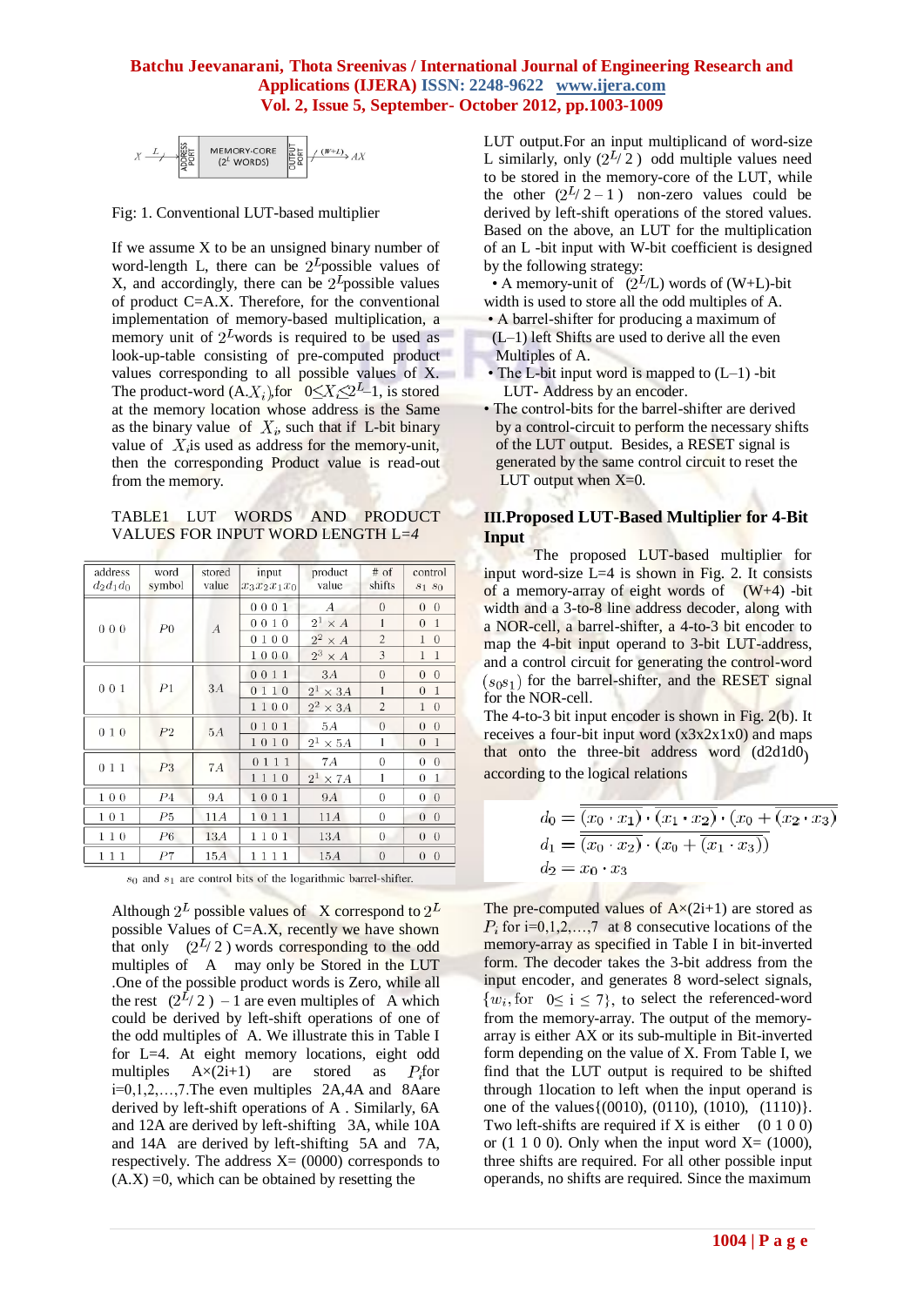Fig: 1. Conventional LUT-based multiplier

If we assume X to be an unsigned binary number of word-length L, there can be $2^L$ possible values of X, and accordingly, there can be $2^L$ possible values of product C=A.X. Therefore, for the conventional implementation of memory-based multiplication, a memory unit of $2^L$ words is required to be used as look-up-table consisting of pre-computed product values corresponding to all possible values of X. The product-word $(A.X_i)$, for $0 \leq X_i \leq 2^L-1$, is stored at the memory location whose address is the Same as the binary value of $X_i$, such that if L-bit binary value of $X_i$ is used as address for the memory-unit, then the corresponding Product value is read-out from the memory.

TABLE1 LUT WORDS AND PRODUCT VALUES FOR INPUT WORD LENGTH L=4

| address $d_2d_1d_0$ | word symbol | stored value | input $x_3x_2x_1x_0$ | product value | # of shifts | control $s_1\ s_0$ |
|---|---|---|---|---|---|---|
| 0 0 0 | $P0$ | $A$ | 0 0 0 1 | $A$ | 0 | 0 0 |
| | | | 0 0 1 0 | $2^1 \times A$ | 1 | 0 1 |
| | | | 0 1 0 0 | $2^2 \times A$ | 2 | 1 0 |
| | | | 1 0 0 0 | $2^3 \times A$ | 3 | 1 1 |
| 0 0 1 | $P1$ | $3A$ | 0 0 1 1 | $3A$ | 0 | 0 0 |
| | | | 0 1 1 0 | $2^1 \times 3A$ | 1 | 0 1 |
| | | | 1 1 0 0 | $2^2 \times 3A$ | 2 | 1 0 |
| 0 1 0 | $P2$ | $5A$ | 0 1 0 1 | $5A$ | 0 | 0 0 |
| | | | 1 0 1 0 | $2^1 \times 5A$ | 1 | 0 1 |
| 0 1 1 | $P3$ | $7A$ | 0 1 1 1 | $7A$ | 0 | 0 0 |
| | | | 1 1 1 0 | $2^1 \times 7A$ | 1 | 0 1 |
| 1 0 0 | $P4$ | $9A$ | 1 0 0 1 | $9A$ | 0 | 0 0 |
| 1 0 1 | $P5$ | $11A$ | 1 0 1 1 | $11A$ | 0 | 0 0 |
| 1 1 0 | $P6$ | $13A$ | 1 1 0 1 | $13A$ | 0 | 0 0 |
| 1 1 1 | $P7$ | $15A$ | 1 1 1 1 | $15A$ | 0 | 0 0 |

$s_0$ and $s_1$ are control bits of the logarithmic barrel-shifter.

Although $2^L$ possible values of X correspond to $2^L$ possible Values of C=A.X, recently we have shown that only $(2^L/2)$ words corresponding to the odd multiples of A may only be Stored in the LUT .One of the possible product words is Zero, while all the rest $(2^L/2)-1$ are even multiples of A which could be derived by left-shift operations of one of the odd multiples of A. We illustrate this in Table I for L=4. At eight memory locations, eight odd multiples A×(2i+1) are stored as $P_i$ for i=0,1,2,…,7.The even multiples 2A,4A and 8A are derived by left-shift operations of A . Similarly, 6A and 12A are derived by left-shifting 3A, while 10A and 14A are derived by left-shifting 5A and 7A, respectively. The address X= (0000) corresponds to (A.X) =0, which can be obtained by resetting the LUT output.For an input multiplicand of word-size L similarly, only $(2^L/2)$ odd multiple values need to be stored in the memory-core of the LUT, while the other $(2^L/2-1)$ non-zero values could be derived by left-shift operations of the stored values. Based on the above, an LUT for the multiplication of an L -bit input with W-bit coefficient is designed by the following strategy:

- A memory-unit of $(2^L/L)$ words of (W+L)-bit width is used to store all the odd multiples of A.
- A barrel-shifter for producing a maximum of (L–1) left Shifts are used to derive all the even Multiples of A.
- The L-bit input word is mapped to (L–1) -bit LUT- Address by an encoder.
- The control-bits for the barrel-shifter are derived by a control-circuit to perform the necessary shifts of the LUT output. Besides, a RESET signal is generated by the same control circuit to reset the LUT output when X=0.

## III.Proposed LUT-Based Multiplier for 4-Bit Input

The proposed LUT-based multiplier for input word-size L=4 is shown in Fig. 2. It consists of a memory-array of eight words of (W+4) -bit width and a 3-to-8 line address decoder, along with a NOR-cell, a barrel-shifter, a 4-to-3 bit encoder to map the 4-bit input operand to 3-bit LUT-address, and a control circuit for generating the control-word $(s_0s_1)$ for the barrel-shifter, and the RESET signal for the NOR-cell.

The 4-to-3 bit input encoder is shown in Fig. 2(b). It receives a four-bit input word (x3x2x1x0) and maps that onto the three-bit address word (d2d1d0) according to the logical relations

$$d_0 = \overline{(x_0 \cdot x_1)} \cdot \overline{(x_1 \cdot x_2)} \cdot (x_0 + \overline{(x_2 \cdot x_3)})$$
$$d_1 = \overline{(x_0 \cdot x_2)} \cdot (x_0 + \overline{(x_1 \cdot x_3)})$$
$$d_2 = x_0 \cdot x_3$$

The pre-computed values of A×(2i+1) are stored as $P_i$ for i=0,1,2,…,7 at 8 consecutive locations of the memory-array as specified in Table I in bit-inverted form. The decoder takes the 3-bit address from the input encoder, and generates 8 word-select signals, $\{w_i, \text{for } 0 \leq i \leq 7\}$, to select the referenced-word from the memory-array. The output of the memory-array is either AX or its sub-multiple in Bit-inverted form depending on the value of X. From Table I, we find that the LUT output is required to be shifted through 1location to left when the input operand is one of the values{(0010), (0110), (1010), (1110)}. Two left-shifts are required if X is either (0 1 0 0) or (1 1 0 0). Only when the input word X= (1000), three shifts are required. For all other possible input operands, no shifts are required. Since the maximum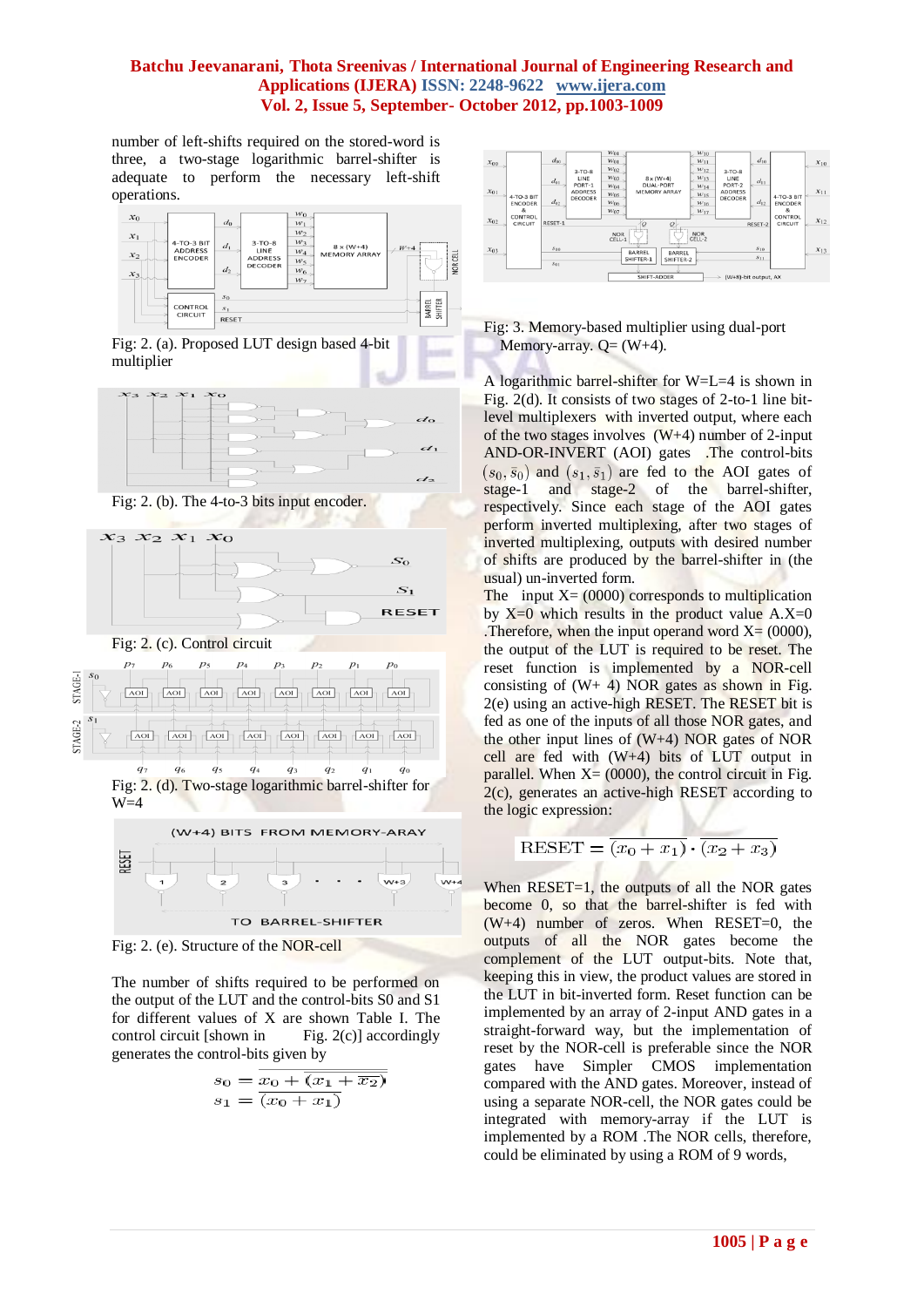number of left-shifts required on the stored-word is three, a two-stage logarithmic barrel-shifter is adequate to perform the necessary left-shift operations.

Fig: 2. (a). Proposed LUT design based 4-bit multiplier

Fig: 2. (b). The 4-to-3 bits input encoder.

Fig: 2. (c). Control circuit

Fig: 2. (d). Two-stage logarithmic barrel-shifter for W=4

Fig: 2. (e). Structure of the NOR-cell

The number of shifts required to be performed on the output of the LUT and the control-bits S0 and S1 for different values of X are shown Table I. The control circuit [shown in Fig. 2(c)] accordingly generates the control-bits given by

$$s_0 = \overline{x_0 + \overline{(x_1 + \overline{x_2})}}$$
$$s_1 = \overline{(x_0 + x_1)}$$

Fig: 3. Memory-based multiplier using dual-port Memory-array. Q= (W+4).

A logarithmic barrel-shifter for W=L=4 is shown in Fig. 2(d). It consists of two stages of 2-to-1 line bit-level multiplexers with inverted output, where each of the two stages involves (W+4) number of 2-input AND-OR-INVERT (AOI) gates .The control-bits $(s_0, \bar{s}_0)$ and $(s_1, \bar{s}_1)$ are fed to the AOI gates of stage-1 and stage-2 of the barrel-shifter, respectively. Since each stage of the AOI gates perform inverted multiplexing, after two stages of inverted multiplexing, outputs with desired number of shifts are produced by the barrel-shifter in (the usual) un-inverted form.

The input X= (0000) corresponds to multiplication by X=0 which results in the product value A.X=0 .Therefore, when the input operand word X= (0000), the output of the LUT is required to be reset. The reset function is implemented by a NOR-cell consisting of (W+ 4) NOR gates as shown in Fig. 2(e) using an active-high RESET. The RESET bit is fed as one of the inputs of all those NOR gates, and the other input lines of (W+4) NOR gates of NOR cell are fed with (W+4) bits of LUT output in parallel. When X= (0000), the control circuit in Fig. 2(c), generates an active-high RESET according to the logic expression:

$$\mathrm{RESET} = \overline{(x_0 + x_1)} \cdot \overline{(x_2 + x_3)}$$

When RESET=1, the outputs of all the NOR gates become 0, so that the barrel-shifter is fed with (W+4) number of zeros. When RESET=0, the outputs of all the NOR gates become the complement of the LUT output-bits. Note that, keeping this in view, the product values are stored in the LUT in bit-inverted form. Reset function can be implemented by an array of 2-input AND gates in a straight-forward way, but the implementation of reset by the NOR-cell is preferable since the NOR gates have Simpler CMOS implementation compared with the AND gates. Moreover, instead of using a separate NOR-cell, the NOR gates could be integrated with memory-array if the LUT is implemented by a ROM .The NOR cells, therefore, could be eliminated by using a ROM of 9 words,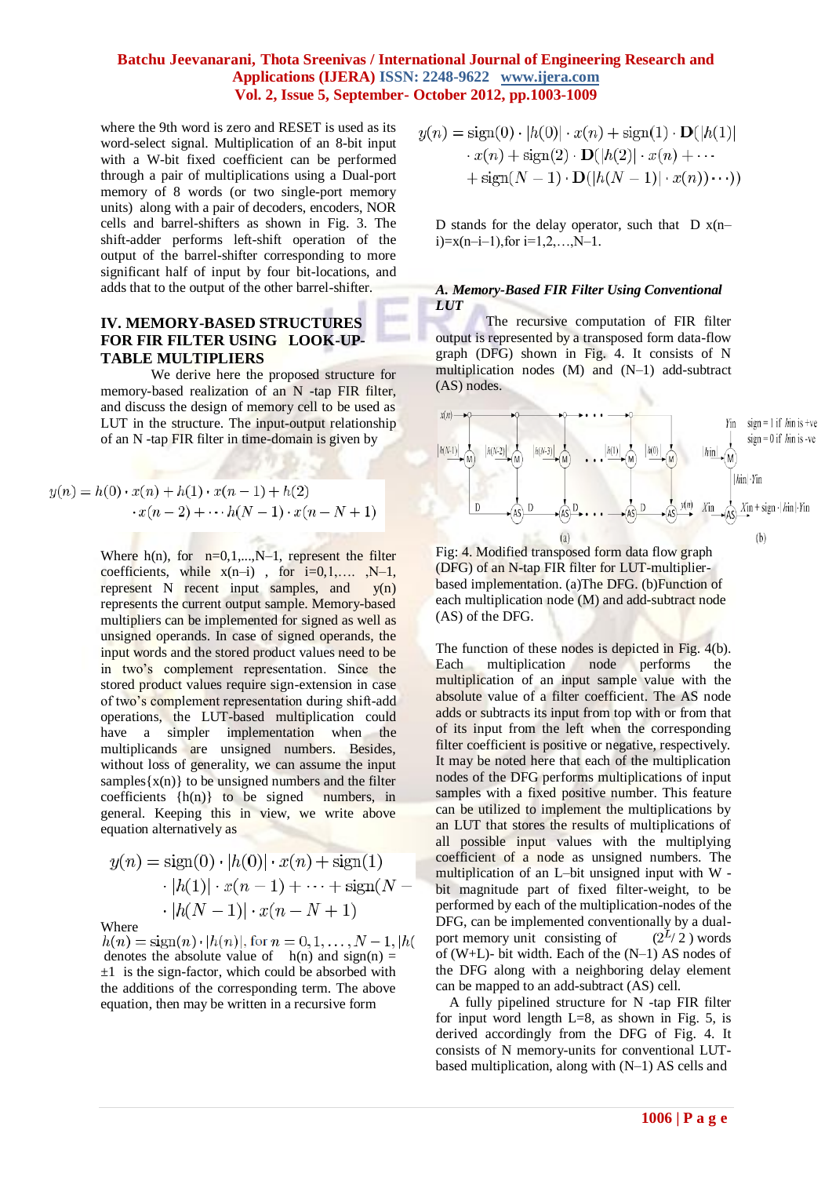where the 9th word is zero and RESET is used as its word-select signal. Multiplication of an 8-bit input with a W-bit fixed coefficient can be performed through a pair of multiplications using a Dual-port memory of 8 words (or two single-port memory units) along with a pair of decoders, encoders, NOR cells and barrel-shifters as shown in Fig. 3. The shift-adder performs left-shift operation of the output of the barrel-shifter corresponding to more significant half of input by four bit-locations, and adds that to the output of the other barrel-shifter.

## IV. MEMORY-BASED STRUCTURES FOR FIR FILTER USING LOOK-UP-TABLE MULTIPLIERS

We derive here the proposed structure for memory-based realization of an N -tap FIR filter, and discuss the design of memory cell to be used as LUT in the structure. The input-output relationship of an N -tap FIR filter in time-domain is given by

$$y(n) = h(0)\cdot x(n) + h(1)\cdot x(n-1) + h(2) \cdot x(n-2) + \cdots h(N-1)\cdot x(n-N+1)$$

Where h(n), for n=0,1,...,N–1, represent the filter coefficients, while x(n–i) , for i=0,1,…. ,N–1, represent N recent input samples, and y(n) represents the current output sample. Memory-based multipliers can be implemented for signed as well as unsigned operands. In case of signed operands, the input words and the stored product values need to be in two's complement representation. Since the stored product values require sign-extension in case of two's complement representation during shift-add operations, the LUT-based multiplication could have a simpler implementation when the multiplicands are unsigned numbers. Besides, without loss of generality, we can assume the input samples{x(n)} to be unsigned numbers and the filter coefficients {h(n)} to be signed numbers, in general. Keeping this in view, we write above equation alternatively as

$$y(n) = \text{sign}(0)\cdot|h(0)|\cdot x(n) + \text{sign}(1) \cdot|h(1)|\cdot x(n-1) + \cdots + \text{sign}(N- \cdot|h(N-1)|\cdot x(n-N+1)$$

Where

$h(n) = \text{sign}(n)\cdot|h(n)|$, for $n = 0,1,\ldots,N-1$, $|h($ denotes the absolute value of h(n) and sign(n) = ±1 is the sign-factor, which could be absorbed with the additions of the corresponding term. The above equation, then may be written in a recursive form

$$y(n) = \text{sign}(0)\cdot|h(0)|\cdot x(n) + \text{sign}(1)\cdot \mathbf{D}(|h(1)| \cdot x(n) + \text{sign}(2)\cdot \mathbf{D}(|h(2)|\cdot x(n) + \cdots + \text{sign}(N-1)\cdot \mathbf{D}(|h(N-1)|\cdot x(n))\cdots))$$

D stands for the delay operator, such that D x(n–i)=x(n–i–1),for i=1,2,…,N–1.

### *A. Memory-Based FIR Filter Using Conventional LUT*

The recursive computation of FIR filter output is represented by a transposed form data-flow graph (DFG) shown in Fig. 4. It consists of N multiplication nodes (M) and (N–1) add-subtract (AS) nodes.

Fig: 4. Modified transposed form data flow graph (DFG) of an N-tap FIR filter for LUT-multiplier-based implementation. (a)The DFG. (b)Function of each multiplication node (M) and add-subtract node (AS) of the DFG.

The function of these nodes is depicted in Fig. 4(b). Each multiplication node performs the multiplication of an input sample value with the absolute value of a filter coefficient. The AS node adds or subtracts its input from top with or from that of its input from the left when the corresponding filter coefficient is positive or negative, respectively. It may be noted here that each of the multiplication nodes of the DFG performs multiplications of input samples with a fixed positive number. This feature can be utilized to implement the multiplications by an LUT that stores the results of multiplications of all possible input values with the multiplying coefficient of a node as unsigned numbers. The multiplication of an L–bit unsigned input with W -bit magnitude part of fixed filter-weight, to be performed by each of the multiplication-nodes of the DFG, can be implemented conventionally by a dual-port memory unit consisting of $(2^L/2)$ words of (W+L)- bit width. Each of the (N–1) AS nodes of the DFG along with a neighboring delay element can be mapped to an add-subtract (AS) cell.

A fully pipelined structure for N -tap FIR filter for input word length L=8, as shown in Fig. 5, is derived accordingly from the DFG of Fig. 4. It consists of N memory-units for conventional LUT-based multiplication, along with (N–1) AS cells and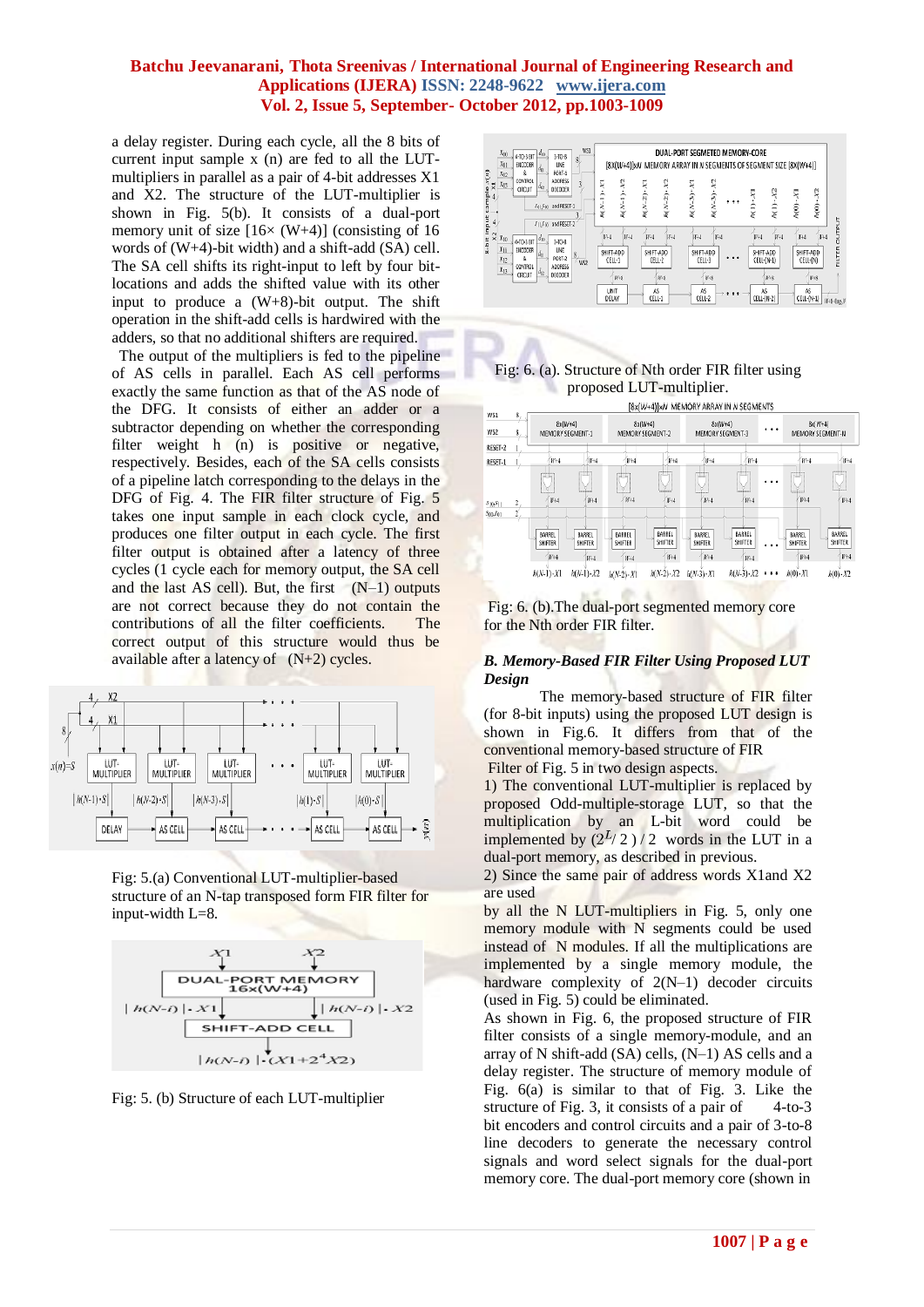a delay register. During each cycle, all the 8 bits of current input sample x (n) are fed to all the LUT-multipliers in parallel as a pair of 4-bit addresses X1 and X2. The structure of the LUT-multiplier is shown in Fig. 5(b). It consists of a dual-port memory unit of size [16× (W+4)] (consisting of 16 words of (W+4)-bit width) and a shift-add (SA) cell. The SA cell shifts its right-input to left by four bit-locations and adds the shifted value with its other input to produce a (W+8)-bit output. The shift operation in the shift-add cells is hardwired with the adders, so that no additional shifters are required.

The output of the multipliers is fed to the pipeline of AS cells in parallel. Each AS cell performs exactly the same function as that of the AS node of the DFG. It consists of either an adder or a subtractor depending on whether the corresponding filter weight h (n) is positive or negative, respectively. Besides, each of the SA cells consists of a pipeline latch corresponding to the delays in the DFG of Fig. 4. The FIR filter structure of Fig. 5 takes one input sample in each clock cycle, and produces one filter output in each cycle. The first filter output is obtained after a latency of three cycles (1 cycle each for memory output, the SA cell and the last AS cell). But, the first (N–1) outputs are not correct because they do not contain the contributions of all the filter coefficients. The correct output of this structure would thus be available after a latency of (N+2) cycles.

Fig: 5.(a) Conventional LUT-multiplier-based structure of an N-tap transposed form FIR filter for input-width L=8.

Fig: 5. (b) Structure of each LUT-multiplier

Fig: 6. (a). Structure of Nth order FIR filter using proposed LUT-multiplier.

Fig: 6. (b).The dual-port segmented memory core for the Nth order FIR filter.

### *B. Memory-Based FIR Filter Using Proposed LUT Design*

The memory-based structure of FIR filter (for 8-bit inputs) using the proposed LUT design is shown in Fig.6. It differs from that of the conventional memory-based structure of FIR Filter of Fig. 5 in two design aspects.

1) The conventional LUT-multiplier is replaced by proposed Odd-multiple-storage LUT, so that the multiplication by an L-bit word could be implemented by $(2^L/2)/2$ words in the LUT in a dual-port memory, as described in previous.

2) Since the same pair of address words X1and X2 are used by all the N LUT-multipliers in Fig. 5, only one memory module with N segments could be used instead of N modules. If all the multiplications are implemented by a single memory module, the hardware complexity of 2(N–1) decoder circuits (used in Fig. 5) could be eliminated.

As shown in Fig. 6, the proposed structure of FIR filter consists of a single memory-module, and an array of N shift-add (SA) cells, (N–1) AS cells and a delay register. The structure of memory module of Fig. 6(a) is similar to that of Fig. 3. Like the structure of Fig. 3, it consists of a pair of 4-to-3 bit encoders and control circuits and a pair of 3-to-8 line decoders to generate the necessary control signals and word select signals for the dual-port memory core. The dual-port memory core (shown in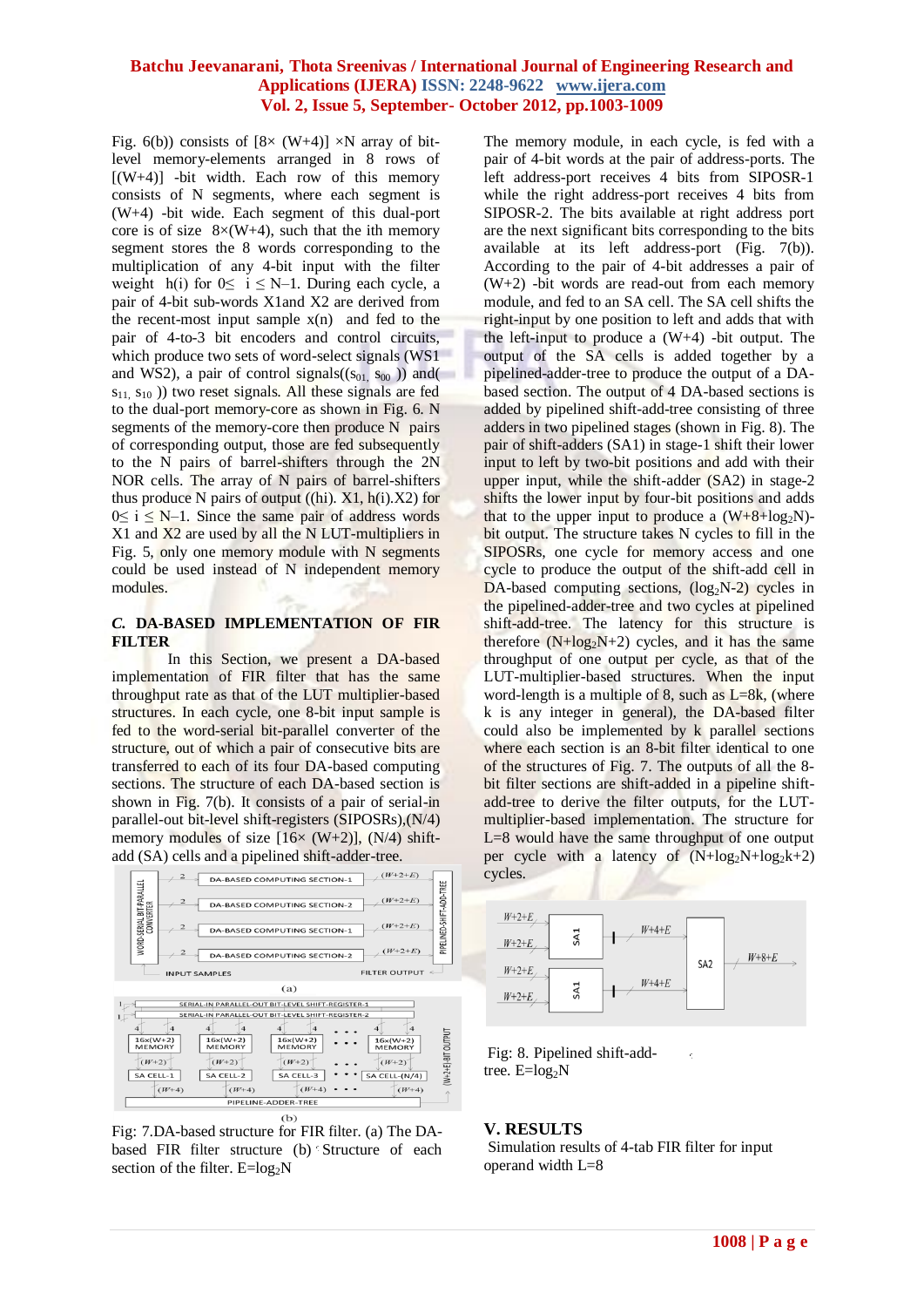Fig. 6(b)) consists of [8× (W+4)] ×N array of bit-level memory-elements arranged in 8 rows of [(W+4)] -bit width. Each row of this memory consists of N segments, where each segment is (W+4) -bit wide. Each segment of this dual-port core is of size 8×(W+4), such that the ith memory segment stores the 8 words corresponding to the multiplication of any 4-bit input with the filter weight h(i) for 0≤ i ≤ N–1. During each cycle, a pair of 4-bit sub-words X1and X2 are derived from the recent-most input sample x(n) and fed to the pair of 4-to-3 bit encoders and control circuits, which produce two sets of word-select signals (WS1 and WS2), a pair of control signals(($s_{01}$, $s_{00}$ )) and( $s_{11}$, $s_{10}$ )) two reset signals. All these signals are fed to the dual-port memory-core as shown in Fig. 6. N segments of the memory-core then produce N pairs of corresponding output, those are fed subsequently to the N pairs of barrel-shifters through the 2N NOR cells. The array of N pairs of barrel-shifters thus produce N pairs of output ((hi). X1, h(i).X2) for 0≤ i ≤ N–1. Since the same pair of address words X1 and X2 are used by all the N LUT-multipliers in Fig. 5, only one memory module with N segments could be used instead of N independent memory modules.

### *C.* DA-BASED IMPLEMENTATION OF FIR FILTER

In this Section, we present a DA-based implementation of FIR filter that has the same throughput rate as that of the LUT multiplier-based structures. In each cycle, one 8-bit input sample is fed to the word-serial bit-parallel converter of the structure, out of which a pair of consecutive bits are transferred to each of its four DA-based computing sections. The structure of each DA-based section is shown in Fig. 7(b). It consists of a pair of serial-in parallel-out bit-level shift-registers (SIPOSRs),(N/4) memory modules of size [16× (W+2)], (N/4) shift-add (SA) cells and a pipelined shift-adder-tree.

Fig: 7.DA-based structure for FIR filter. (a) The DA-based FIR filter structure (b) Structure of each section of the filter. E=$\log_2 N$

The memory module, in each cycle, is fed with a pair of 4-bit words at the pair of address-ports. The left address-port receives 4 bits from SIPOSR-1 while the right address-port receives 4 bits from SIPOSR-2. The bits available at right address port are the next significant bits corresponding to the bits available at its left address-port (Fig. 7(b)). According to the pair of 4-bit addresses a pair of (W+2) -bit words are read-out from each memory module, and fed to an SA cell. The SA cell shifts the right-input by one position to left and adds that with the left-input to produce a (W+4) -bit output. The output of the SA cells is added together by a pipelined-adder-tree to produce the output of a DA-based section. The output of 4 DA-based sections is added by pipelined shift-add-tree consisting of three adders in two pipelined stages (shown in Fig. 8). The pair of shift-adders (SA1) in stage-1 shift their lower input to left by two-bit positions and add with their upper input, while the shift-adder (SA2) in stage-2 shifts the lower input by four-bit positions and adds that to the upper input to produce a (W+8+$\log_2$N)-bit output. The structure takes N cycles to fill in the SIPOSRs, one cycle for memory access and one cycle to produce the output of the shift-add cell in DA-based computing sections, ($\log_2$N-2) cycles in the pipelined-adder-tree and two cycles at pipelined shift-add-tree. The latency for this structure is therefore (N+$\log_2$N+2) cycles, and it has the same throughput of one output per cycle, as that of the LUT-multiplier-based structures. When the input word-length is a multiple of 8, such as L=8k, (where k is any integer in general), the DA-based filter could also be implemented by k parallel sections where each section is an 8-bit filter identical to one of the structures of Fig. 7. The outputs of all the 8-bit filter sections are shift-added in a pipeline shift-add-tree to derive the filter outputs, for the LUT-multiplier-based implementation. The structure for L=8 would have the same throughput of one output per cycle with a latency of (N+$\log_2$N+$\log_2$k+2) cycles.

Fig: 8. Pipelined shift-add-tree. E=$\log_2$N

## V. RESULTS

Simulation results of 4-tab FIR filter for input operand width L=8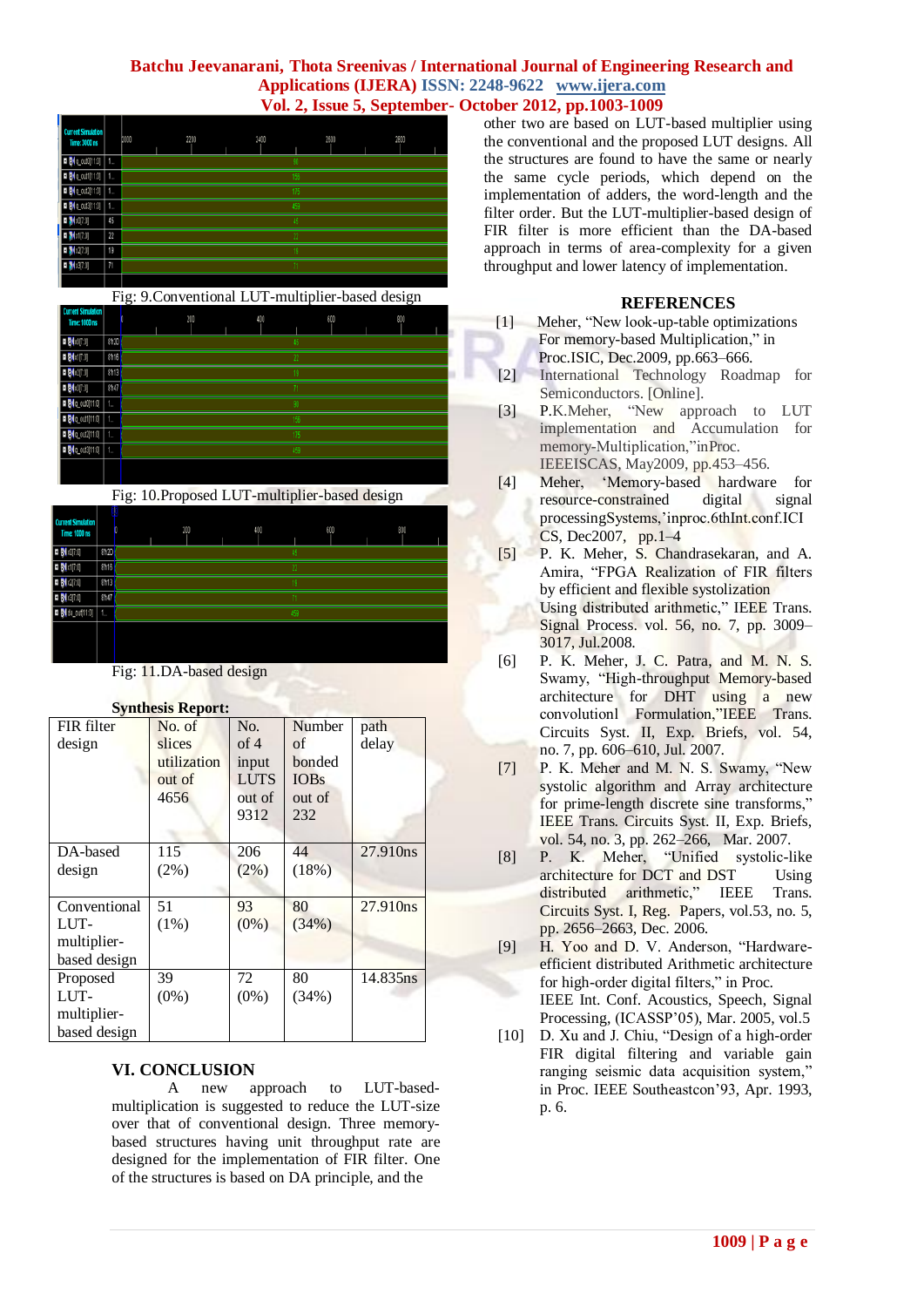Fig: 9.Conventional LUT-multiplier-based design

Fig: 10.Proposed LUT-multiplier-based design

Fig: 11.DA-based design

**Synthesis Report:**

| FIR filter design | No. of slices utilization out of 4656 | No. of 4 input LUTS out of 9312 | Number of bonded IOBs out of 232 | path delay |
|---|---|---|---|---|
| DA-based design | 115 (2%) | 206 (2%) | 44 (18%) | 27.910ns |
| Conventional LUT-multiplier-based design | 51 (1%) | 93 (0%) | 80 (34%) | 27.910ns |
| Proposed LUT-multiplier-based design | 39 (0%) | 72 (0%) | 80 (34%) | 14.835ns |

## VI. CONCLUSION

A new approach to LUT-based-multiplication is suggested to reduce the LUT-size over that of conventional design. Three memory-based structures having unit throughput rate are designed for the implementation of FIR filter. One of the structures is based on DA principle, and the other two are based on LUT-based multiplier using the conventional and the proposed LUT designs. All the structures are found to have the same or nearly the same cycle periods, which depend on the implementation of adders, the word-length and the filter order. But the LUT-multiplier-based design of FIR filter is more efficient than the DA-based approach in terms of area-complexity for a given throughput and lower latency of implementation.

## REFERENCES

[1] Meher, "New look-up-table optimizations For memory-based Multiplication," in Proc.ISIC, Dec.2009, pp.663–666.

[2] International Technology Roadmap for Semiconductors. [Online].

[3] P.K.Meher, "New approach to LUT implementation and Accumulation for memory-Multiplication,"inProc. IEEEISCAS, May2009, pp.453–456.

[4] Meher, 'Memory-based hardware for resource-constrained digital signal processingSystems,'inproc.6thInt.conf.ICI CS, Dec2007, pp.1–4

[5] P. K. Meher, S. Chandrasekaran, and A. Amira, "FPGA Realization of FIR filters by efficient and flexible systolization Using distributed arithmetic," IEEE Trans. Signal Process. vol. 56, no. 7, pp. 3009–3017, Jul.2008.

[6] P. K. Meher, J. C. Patra, and M. N. S. Swamy, "High-throughput Memory-based architecture for DHT using a new convolutionl Formulation,"IEEE Trans. Circuits Syst. II, Exp. Briefs, vol. 54, no. 7, pp. 606–610, Jul. 2007.

[7] P. K. Meher and M. N. S. Swamy, "New systolic algorithm and Array architecture for prime-length discrete sine transforms," IEEE Trans. Circuits Syst. II, Exp. Briefs, vol. 54, no. 3, pp. 262–266, Mar. 2007.

[8] P. K. Meher, "Unified systolic-like architecture for DCT and DST Using distributed arithmetic," IEEE Trans. Circuits Syst. I, Reg. Papers, vol.53, no. 5, pp. 2656–2663, Dec. 2006.

[9] H. Yoo and D. V. Anderson, "Hardware-efficient distributed Arithmetic architecture for high-order digital filters," in Proc. IEEE Int. Conf. Acoustics, Speech, Signal Processing, (ICASSP'05), Mar. 2005, vol.5

[10] D. Xu and J. Chiu, "Design of a high-order FIR digital filtering and variable gain ranging seismic data acquisition system," in Proc. IEEE Southeastcon'93, Apr. 1993, p. 6.